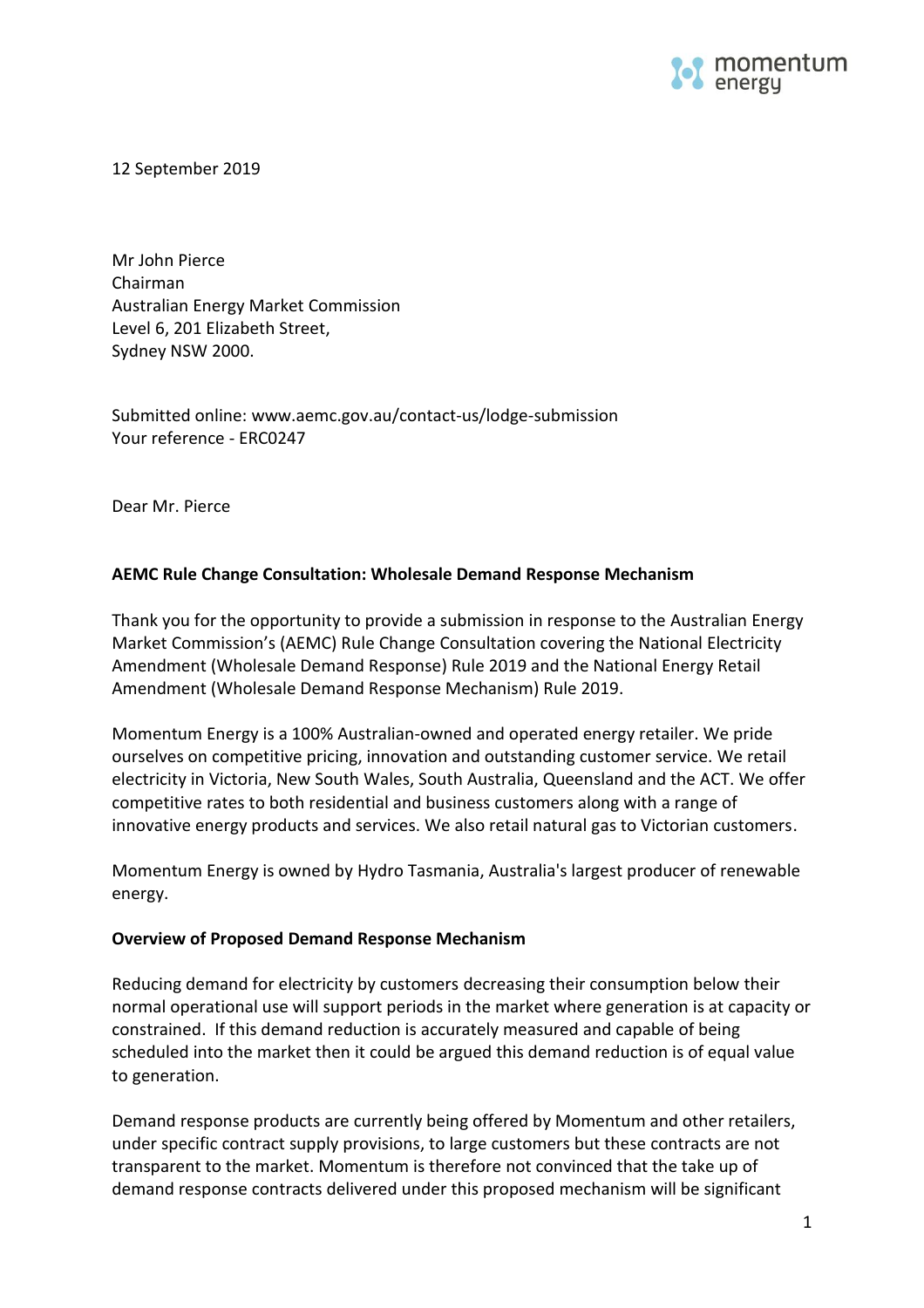12 September 2019

Mr John Pierce
Chairman
Australian Energy Market Commission
Level 6, 201 Elizabeth Street,
Sydney NSW 2000.

Submitted online: www.aemc.gov.au/contact-us/lodge-submission
Your reference - ERC0247

Dear Mr. Pierce

**AEMC Rule Change Consultation: Wholesale Demand Response Mechanism**

Thank you for the opportunity to provide a submission in response to the Australian Energy Market Commission's (AEMC) Rule Change Consultation covering the National Electricity Amendment (Wholesale Demand Response) Rule 2019 and the National Energy Retail Amendment (Wholesale Demand Response Mechanism) Rule 2019.

Momentum Energy is a 100% Australian-owned and operated energy retailer. We pride ourselves on competitive pricing, innovation and outstanding customer service. We retail electricity in Victoria, New South Wales, South Australia, Queensland and the ACT. We offer competitive rates to both residential and business customers along with a range of innovative energy products and services. We also retail natural gas to Victorian customers.

Momentum Energy is owned by Hydro Tasmania, Australia's largest producer of renewable energy.

**Overview of Proposed Demand Response Mechanism**

Reducing demand for electricity by customers decreasing their consumption below their normal operational use will support periods in the market where generation is at capacity or constrained. If this demand reduction is accurately measured and capable of being scheduled into the market then it could be argued this demand reduction is of equal value to generation.

Demand response products are currently being offered by Momentum and other retailers, under specific contract supply provisions, to large customers but these contracts are not transparent to the market. Momentum is therefore not convinced that the take up of demand response contracts delivered under this proposed mechanism will be significant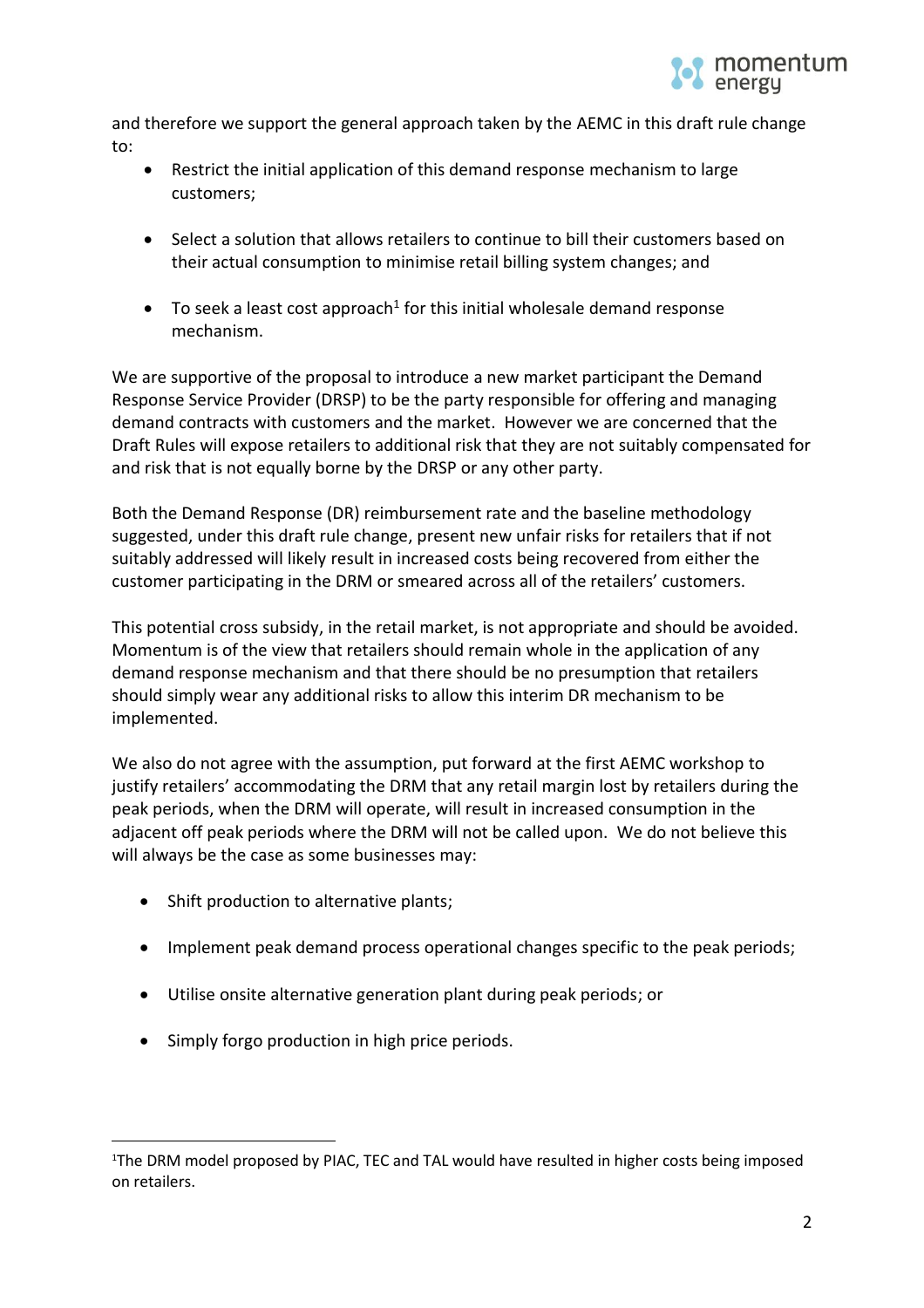and therefore we support the general approach taken by the AEMC in this draft rule change to:

- Restrict the initial application of this demand response mechanism to large customers;
- Select a solution that allows retailers to continue to bill their customers based on their actual consumption to minimise retail billing system changes; and
- To seek a least cost approach[1] for this initial wholesale demand response mechanism.

We are supportive of the proposal to introduce a new market participant the Demand Response Service Provider (DRSP) to be the party responsible for offering and managing demand contracts with customers and the market. However we are concerned that the Draft Rules will expose retailers to additional risk that they are not suitably compensated for and risk that is not equally borne by the DRSP or any other party.

Both the Demand Response (DR) reimbursement rate and the baseline methodology suggested, under this draft rule change, present new unfair risks for retailers that if not suitably addressed will likely result in increased costs being recovered from either the customer participating in the DRM or smeared across all of the retailers' customers.

This potential cross subsidy, in the retail market, is not appropriate and should be avoided. Momentum is of the view that retailers should remain whole in the application of any demand response mechanism and that there should be no presumption that retailers should simply wear any additional risks to allow this interim DR mechanism to be implemented.

We also do not agree with the assumption, put forward at the first AEMC workshop to justify retailers' accommodating the DRM that any retail margin lost by retailers during the peak periods, when the DRM will operate, will result in increased consumption in the adjacent off peak periods where the DRM will not be called upon. We do not believe this will always be the case as some businesses may:

- Shift production to alternative plants;
- Implement peak demand process operational changes specific to the peak periods;
- Utilise onsite alternative generation plant during peak periods; or
- Simply forgo production in high price periods.

[1]The DRM model proposed by PIAC, TEC and TAL would have resulted in higher costs being imposed on retailers.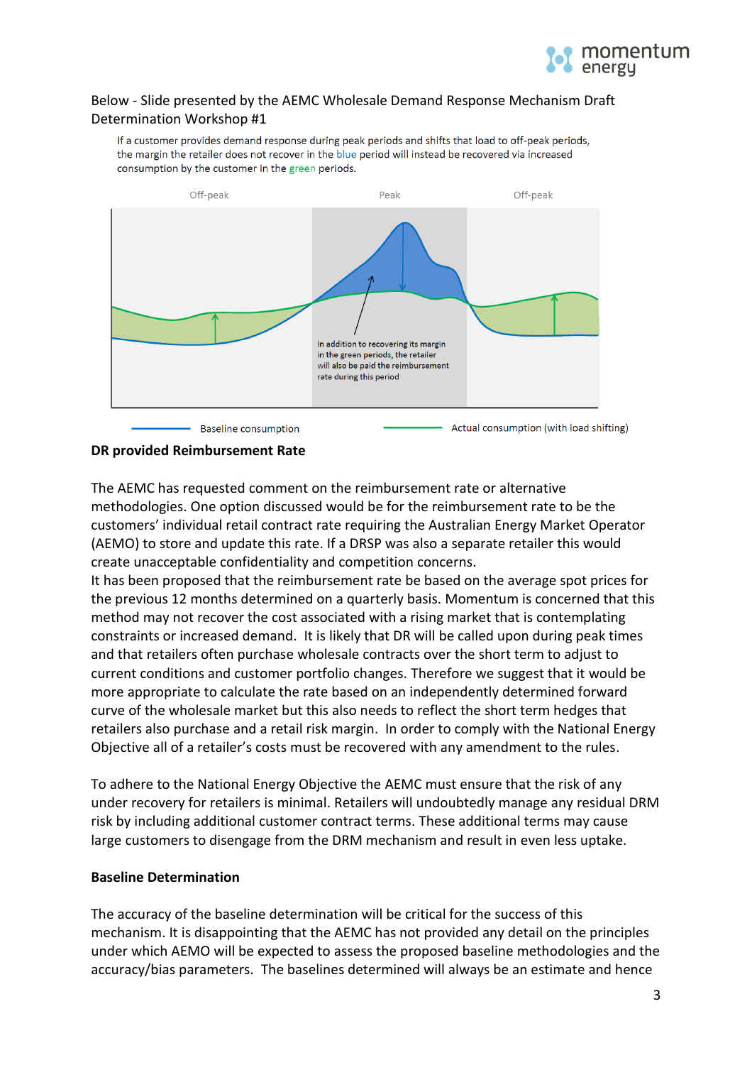Below - Slide presented by the AEMC Wholesale Demand Response Mechanism Draft Determination Workshop #1

If a customer provides demand response during peak periods and shifts that load to off-peak periods, the margin the retailer does not recover in the blue period will instead be recovered via increased consumption by the customer in the green periods.

Off-peak | Peak | Off-peak

In addition to recovering its margin in the green periods, the retailer will also be paid the reimbursement rate during this period

Baseline consumption — Actual consumption (with load shifting)

**DR provided Reimbursement Rate**

The AEMC has requested comment on the reimbursement rate or alternative methodologies. One option discussed would be for the reimbursement rate to be the customers' individual retail contract rate requiring the Australian Energy Market Operator (AEMO) to store and update this rate. If a DRSP was also a separate retailer this would create unacceptable confidentiality and competition concerns.
It has been proposed that the reimbursement rate be based on the average spot prices for the previous 12 months determined on a quarterly basis. Momentum is concerned that this method may not recover the cost associated with a rising market that is contemplating constraints or increased demand. It is likely that DR will be called upon during peak times and that retailers often purchase wholesale contracts over the short term to adjust to current conditions and customer portfolio changes. Therefore we suggest that it would be more appropriate to calculate the rate based on an independently determined forward curve of the wholesale market but this also needs to reflect the short term hedges that retailers also purchase and a retail risk margin. In order to comply with the National Energy Objective all of a retailer's costs must be recovered with any amendment to the rules.

To adhere to the National Energy Objective the AEMC must ensure that the risk of any under recovery for retailers is minimal. Retailers will undoubtedly manage any residual DRM risk by including additional customer contract terms. These additional terms may cause large customers to disengage from the DRM mechanism and result in even less uptake.

**Baseline Determination**

The accuracy of the baseline determination will be critical for the success of this mechanism. It is disappointing that the AEMC has not provided any detail on the principles under which AEMO will be expected to assess the proposed baseline methodologies and the accuracy/bias parameters. The baselines determined will always be an estimate and hence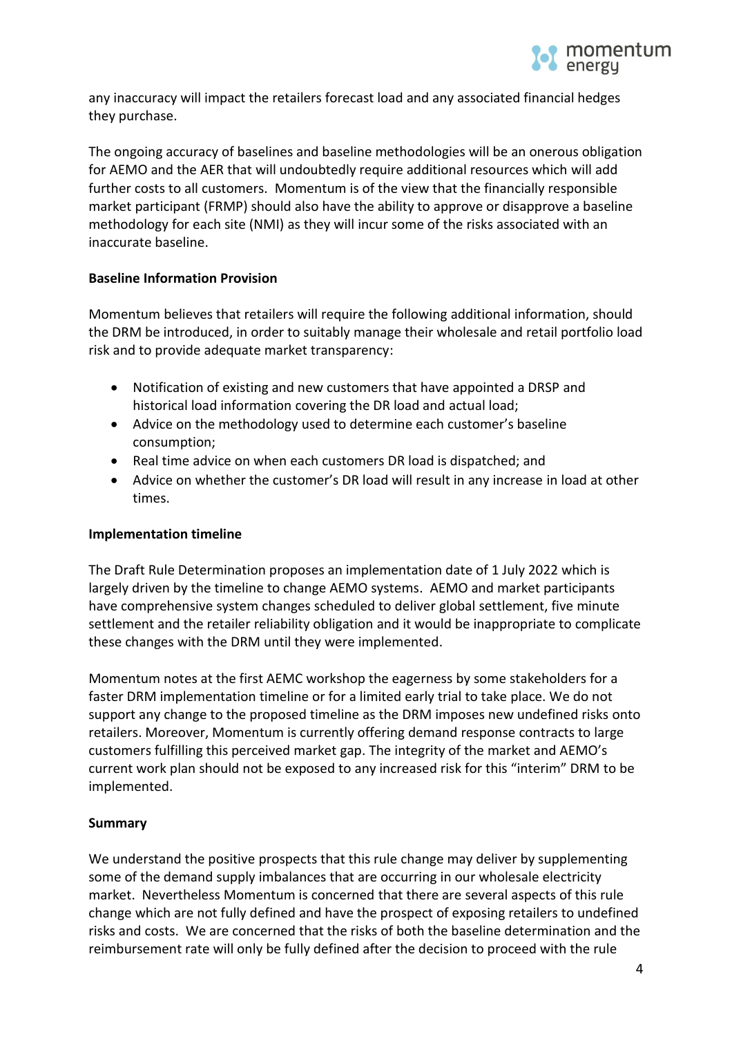any inaccuracy will impact the retailers forecast load and any associated financial hedges they purchase.

The ongoing accuracy of baselines and baseline methodologies will be an onerous obligation for AEMO and the AER that will undoubtedly require additional resources which will add further costs to all customers. Momentum is of the view that the financially responsible market participant (FRMP) should also have the ability to approve or disapprove a baseline methodology for each site (NMI) as they will incur some of the risks associated with an inaccurate baseline.

**Baseline Information Provision**

Momentum believes that retailers will require the following additional information, should the DRM be introduced, in order to suitably manage their wholesale and retail portfolio load risk and to provide adequate market transparency:

- Notification of existing and new customers that have appointed a DRSP and historical load information covering the DR load and actual load;
- Advice on the methodology used to determine each customer's baseline consumption;
- Real time advice on when each customers DR load is dispatched; and
- Advice on whether the customer's DR load will result in any increase in load at other times.

**Implementation timeline**

The Draft Rule Determination proposes an implementation date of 1 July 2022 which is largely driven by the timeline to change AEMO systems. AEMO and market participants have comprehensive system changes scheduled to deliver global settlement, five minute settlement and the retailer reliability obligation and it would be inappropriate to complicate these changes with the DRM until they were implemented.

Momentum notes at the first AEMC workshop the eagerness by some stakeholders for a faster DRM implementation timeline or for a limited early trial to take place. We do not support any change to the proposed timeline as the DRM imposes new undefined risks onto retailers. Moreover, Momentum is currently offering demand response contracts to large customers fulfilling this perceived market gap. The integrity of the market and AEMO's current work plan should not be exposed to any increased risk for this "interim" DRM to be implemented.

**Summary**

We understand the positive prospects that this rule change may deliver by supplementing some of the demand supply imbalances that are occurring in our wholesale electricity market. Nevertheless Momentum is concerned that there are several aspects of this rule change which are not fully defined and have the prospect of exposing retailers to undefined risks and costs. We are concerned that the risks of both the baseline determination and the reimbursement rate will only be fully defined after the decision to proceed with the rule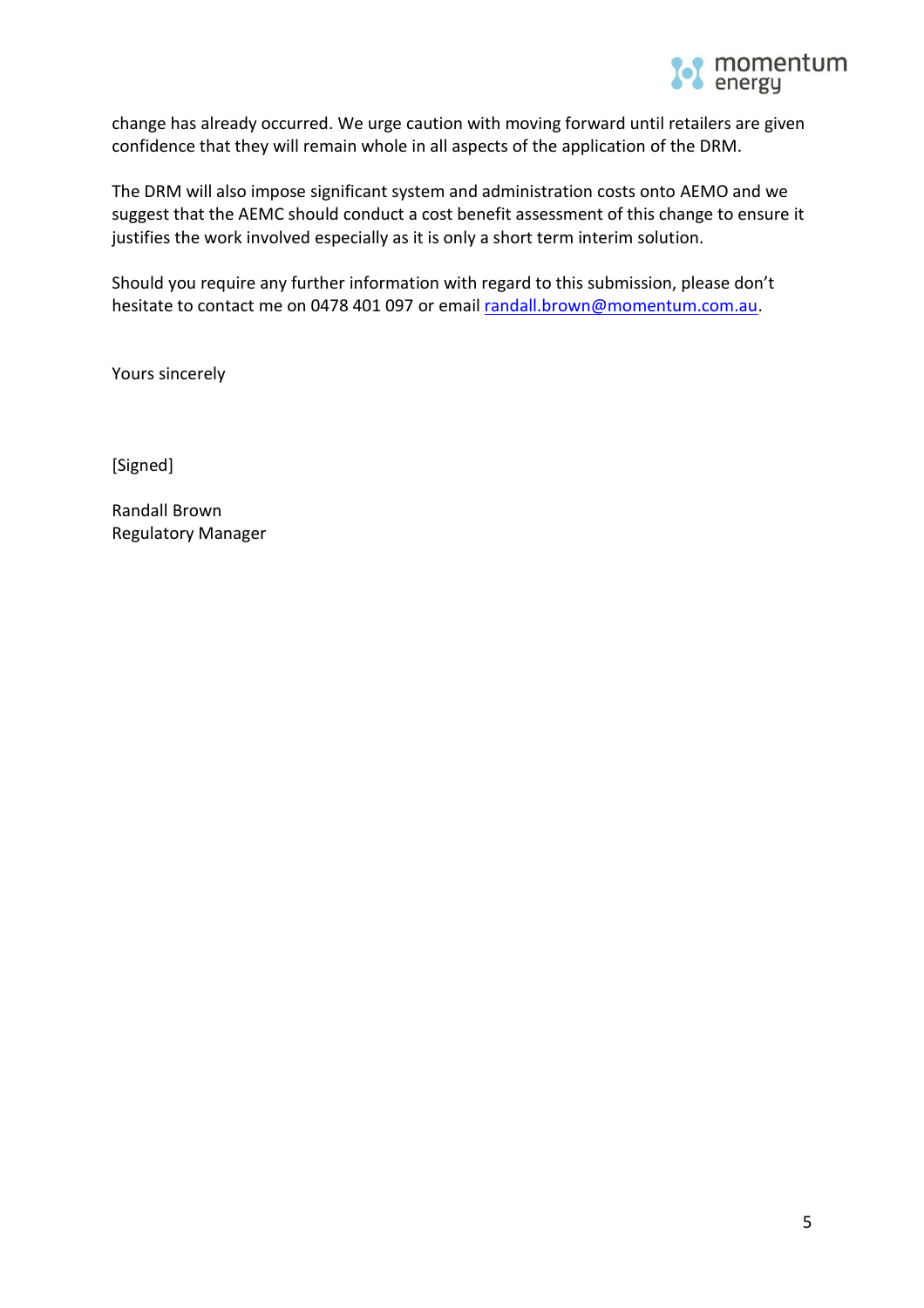change has already occurred. We urge caution with moving forward until retailers are given confidence that they will remain whole in all aspects of the application of the DRM.

The DRM will also impose significant system and administration costs onto AEMO and we suggest that the AEMC should conduct a cost benefit assessment of this change to ensure it justifies the work involved especially as it is only a short term interim solution.

Should you require any further information with regard to this submission, please don't hesitate to contact me on 0478 401 097 or email randall.brown@momentum.com.au.

Yours sincerely

[Signed]

Randall Brown
Regulatory Manager